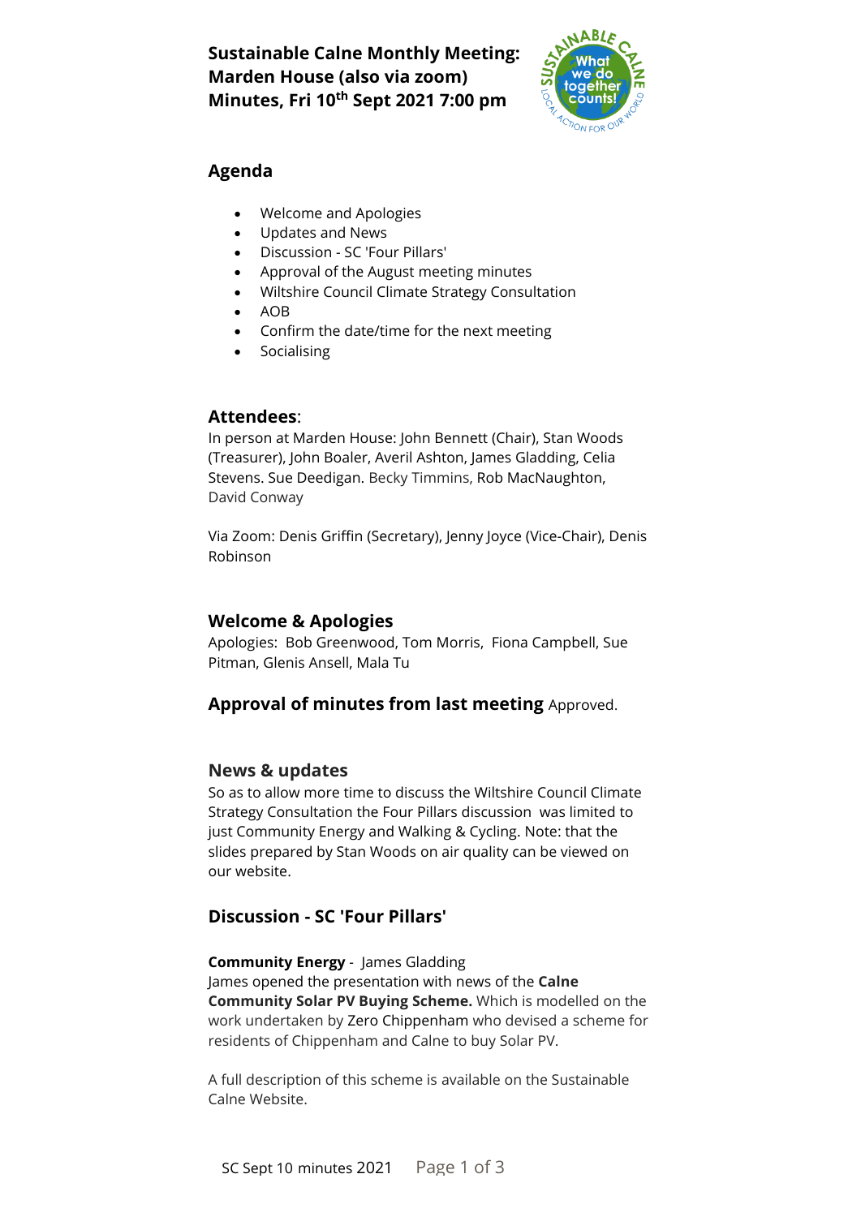# Sustainable Calne Monthly Meeting: Marden House (also via zoom) Minutes, Fri 10th Sept 2021 7:00 pm

## Agenda

- Welcome and Apologies
- Updates and News
- Discussion - SC 'Four Pillars'
- Approval of the August meeting minutes
- Wiltshire Council Climate Strategy Consultation
- AOB
- Confirm the date/time for the next meeting
- Socialising

## Attendees:

In person at Marden House: John Bennett (Chair), Stan Woods (Treasurer), John Boaler, Averil Ashton, James Gladding, Celia Stevens. Sue Deedigan. Becky Timmins, Rob MacNaughton, David Conway

Via Zoom: Denis Griffin (Secretary), Jenny Joyce (Vice-Chair), Denis Robinson

## Welcome & Apologies

Apologies: Bob Greenwood, Tom Morris, Fiona Campbell, Sue Pitman, Glenis Ansell, Mala Tu

## Approval of minutes from last meeting

Approved.

## News & updates

So as to allow more time to discuss the Wiltshire Council Climate Strategy Consultation the Four Pillars discussion was limited to just Community Energy and Walking & Cycling. Note: that the slides prepared by Stan Woods on air quality can be viewed on our website.

## Discussion - SC 'Four Pillars'

**Community Energy** - James Gladding

James opened the presentation with news of the **Calne Community Solar PV Buying Scheme.** Which is modelled on the work undertaken by Zero Chippenham who devised a scheme for residents of Chippenham and Calne to buy Solar PV.

A full description of this scheme is available on the Sustainable Calne Website.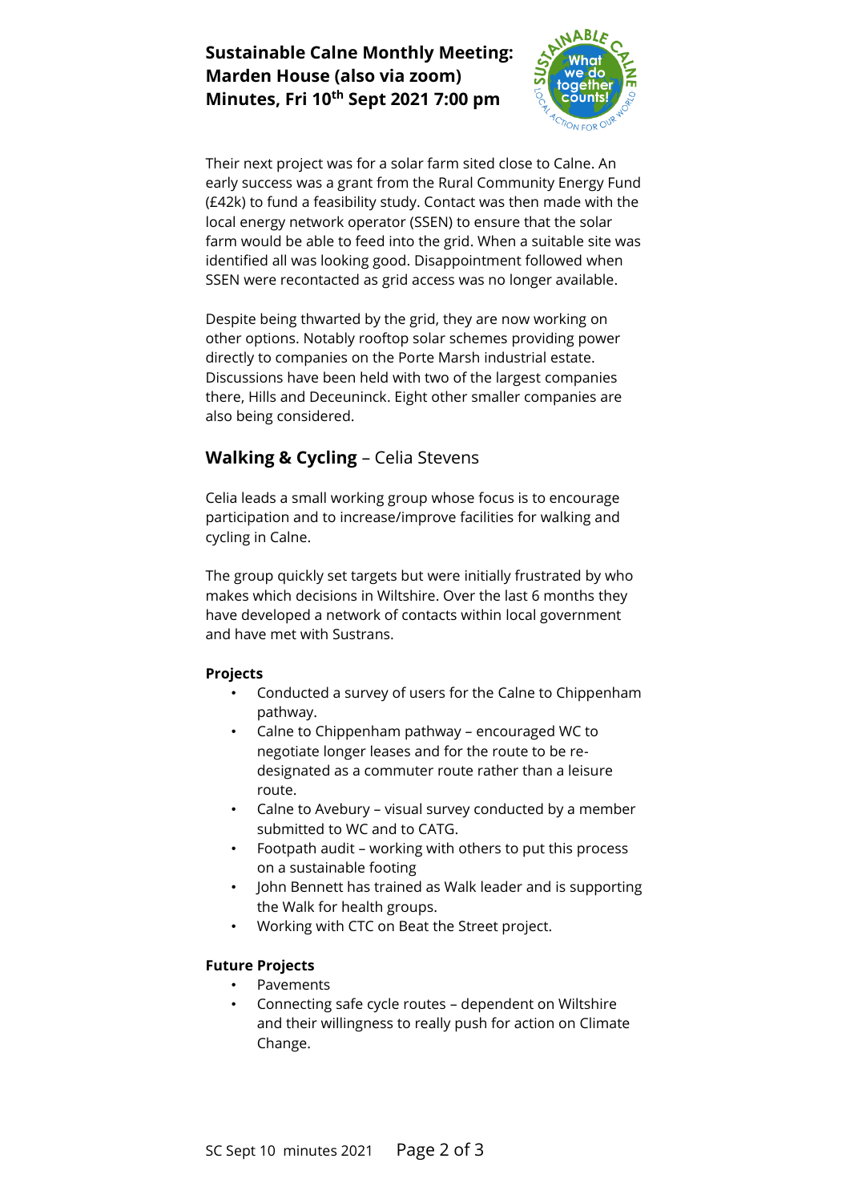Their next project was for a solar farm sited close to Calne. An early success was a grant from the Rural Community Energy Fund (£42k) to fund a feasibility study. Contact was then made with the local energy network operator (SSEN) to ensure that the solar farm would be able to feed into the grid. When a suitable site was identified all was looking good. Disappointment followed when SSEN were recontacted as grid access was no longer available.

Despite being thwarted by the grid, they are now working on other options. Notably rooftop solar schemes providing power directly to companies on the Porte Marsh industrial estate. Discussions have been held with two of the largest companies there, Hills and Deceuninck. Eight other smaller companies are also being considered.

## **Walking & Cycling** – Celia Stevens

Celia leads a small working group whose focus is to encourage participation and to increase/improve facilities for walking and cycling in Calne.

The group quickly set targets but were initially frustrated by who makes which decisions in Wiltshire. Over the last 6 months they have developed a network of contacts within local government and have met with Sustrans.

**Projects**

- Conducted a survey of users for the Calne to Chippenham pathway.
- Calne to Chippenham pathway – encouraged WC to negotiate longer leases and for the route to be re-designated as a commuter route rather than a leisure route.
- Calne to Avebury – visual survey conducted by a member submitted to WC and to CATG.
- Footpath audit – working with others to put this process on a sustainable footing
- John Bennett has trained as Walk leader and is supporting the Walk for health groups.
- Working with CTC on Beat the Street project.

**Future Projects**

- Pavements
- Connecting safe cycle routes – dependent on Wiltshire and their willingness to really push for action on Climate Change.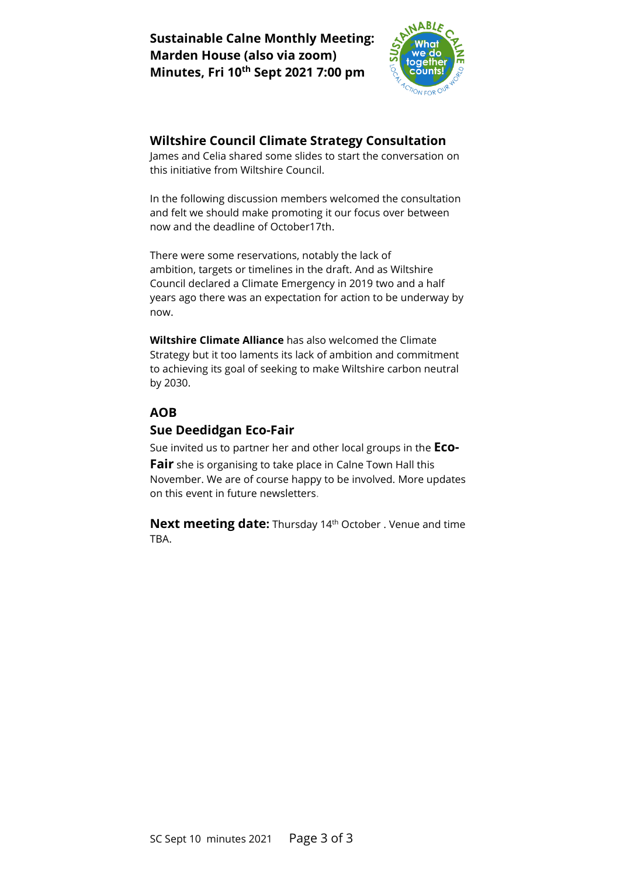**Sustainable Calne Monthly Meeting: Marden House (also via zoom) Minutes, Fri 10th Sept 2021 7:00 pm**

## Wiltshire Council Climate Strategy Consultation

James and Celia shared some slides to start the conversation on this initiative from Wiltshire Council.

In the following discussion members welcomed the consultation and felt we should make promoting it our focus over between now and the deadline of October17th.

There were some reservations, notably the lack of ambition, targets or timelines in the draft. And as Wiltshire Council declared a Climate Emergency in 2019 two and a half years ago there was an expectation for action to be underway by now.

**Wiltshire Climate Alliance** has also welcomed the Climate Strategy but it too laments its lack of ambition and commitment to achieving its goal of seeking to make Wiltshire carbon neutral by 2030.

## AOB

### Sue Deedidgan Eco-Fair

Sue invited us to partner her and other local groups in the **Eco-Fair** she is organising to take place in Calne Town Hall this November. We are of course happy to be involved. More updates on this event in future newsletters.

**Next meeting date:** Thursday 14th October . Venue and time TBA.